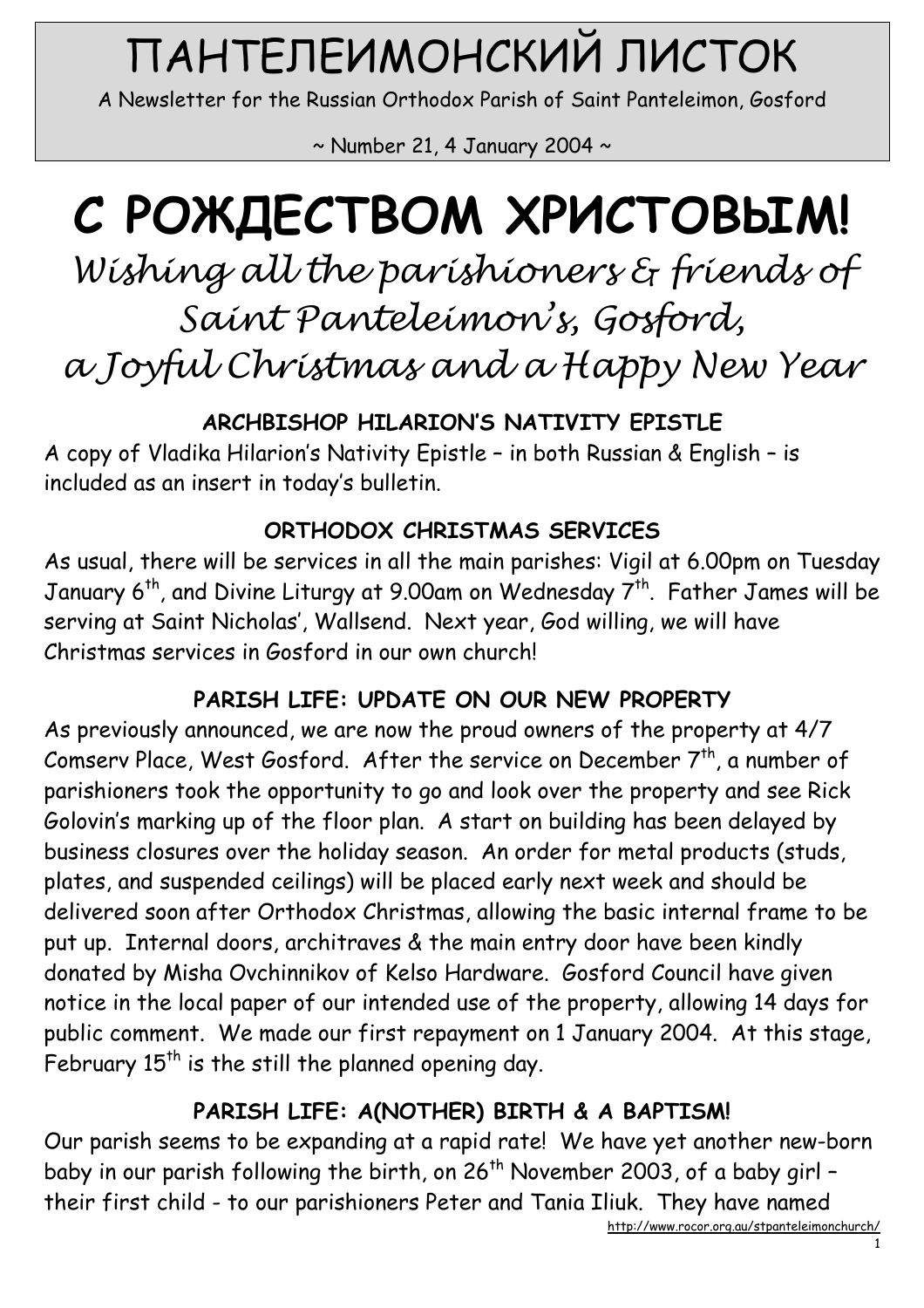# ПАНТЕЛЕИМОНСКИЙ ЛИСТОК

A Newsletter for the Russian Orthodox Parish of Saint Panteleimon, Gosford

~ Number 21, 4 January 2004 ~

# С РОЖДЕСТВОМ ХРИСТОВЫМ!

*Wishing all the parishioners & friends of Saint Panteleimon's, Gosford, a Joyful Christmas and a Happy New Year*

### ARCHBISHOP HILARION'S NATIVITY EPISTLE

A copy of Vladika Hilarion's Nativity Epistle – in both Russian & English – is included as an insert in today's bulletin.

### ORTHODOX CHRISTMAS SERVICES

As usual, there will be services in all the main parishes: Vigil at 6.00pm on Tuesday January 6th, and Divine Liturgy at 9.00am on Wednesday 7th. Father James will be serving at Saint Nicholas', Wallsend. Next year, God willing, we will have Christmas services in Gosford in our own church!

### PARISH LIFE: UPDATE ON OUR NEW PROPERTY

As previously announced, we are now the proud owners of the property at 4/7 Comserv Place, West Gosford. After the service on December 7th, a number of parishioners took the opportunity to go and look over the property and see Rick Golovin's marking up of the floor plan. A start on building has been delayed by business closures over the holiday season. An order for metal products (studs, plates, and suspended ceilings) will be placed early next week and should be delivered soon after Orthodox Christmas, allowing the basic internal frame to be put up. Internal doors, architraves & the main entry door have been kindly donated by Misha Ovchinnikov of Kelso Hardware. Gosford Council have given notice in the local paper of our intended use of the property, allowing 14 days for public comment. We made our first repayment on 1 January 2004. At this stage, February 15th is the still the planned opening day.

### PARISH LIFE: A(NOTHER) BIRTH & A BAPTISM!

Our parish seems to be expanding at a rapid rate! We have yet another new-born baby in our parish following the birth, on 26th November 2003, of a baby girl – their first child - to our parishioners Peter and Tania Iliuk. They have named

http://www.rocor.org.au/stpanteleimonchurch/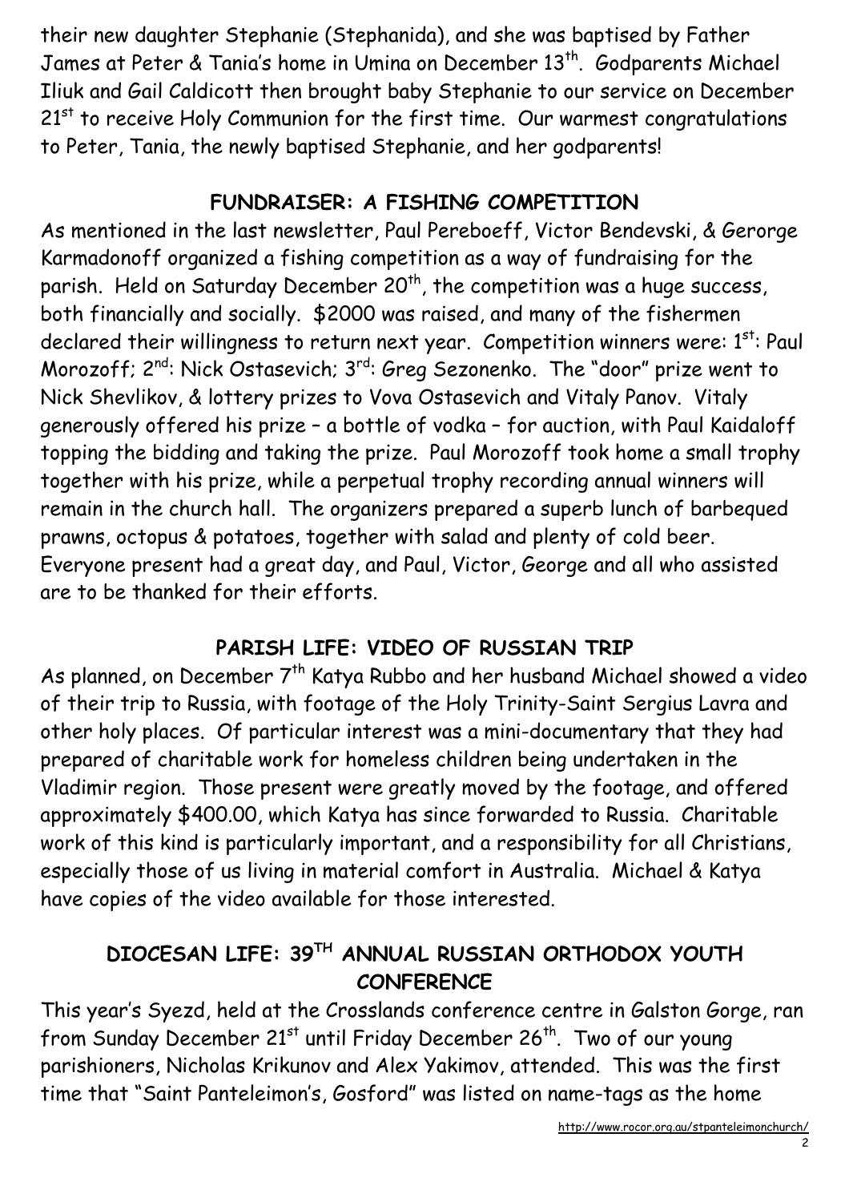their new daughter Stephanie (Stephanida), and she was baptised by Father James at Peter & Tania's home in Umina on December 13th. Godparents Michael Iliuk and Gail Caldicott then brought baby Stephanie to our service on December 21st to receive Holy Communion for the first time. Our warmest congratulations to Peter, Tania, the newly baptised Stephanie, and her godparents!

## FUNDRAISER: A FISHING COMPETITION

As mentioned in the last newsletter, Paul Pereboeff, Victor Bendevski, & Gerorge Karmadonoff organized a fishing competition as a way of fundraising for the parish. Held on Saturday December 20th, the competition was a huge success, both financially and socially. $2000 was raised, and many of the fishermen declared their willingness to return next year. Competition winners were: 1st: Paul Morozoff; 2nd: Nick Ostasevich; 3rd: Greg Sezonenko. The "door" prize went to Nick Shevlikov, & lottery prizes to Vova Ostasevich and Vitaly Panov. Vitaly generously offered his prize – a bottle of vodka – for auction, with Paul Kaidaloff topping the bidding and taking the prize. Paul Morozoff took home a small trophy together with his prize, while a perpetual trophy recording annual winners will remain in the church hall. The organizers prepared a superb lunch of barbequed prawns, octopus & potatoes, together with salad and plenty of cold beer. Everyone present had a great day, and Paul, Victor, George and all who assisted are to be thanked for their efforts.

## PARISH LIFE: VIDEO OF RUSSIAN TRIP

As planned, on December 7th Katya Rubbo and her husband Michael showed a video of their trip to Russia, with footage of the Holy Trinity-Saint Sergius Lavra and other holy places. Of particular interest was a mini-documentary that they had prepared of charitable work for homeless children being undertaken in the Vladimir region. Those present were greatly moved by the footage, and offered approximately $400.00, which Katya has since forwarded to Russia. Charitable work of this kind is particularly important, and a responsibility for all Christians, especially those of us living in material comfort in Australia. Michael & Katya have copies of the video available for those interested.

## DIOCESAN LIFE: 39TH ANNUAL RUSSIAN ORTHODOX YOUTH CONFERENCE

This year's Syezd, held at the Crosslands conference centre in Galston Gorge, ran from Sunday December 21st until Friday December 26th. Two of our young parishioners, Nicholas Krikunov and Alex Yakimov, attended. This was the first time that "Saint Panteleimon's, Gosford" was listed on name-tags as the home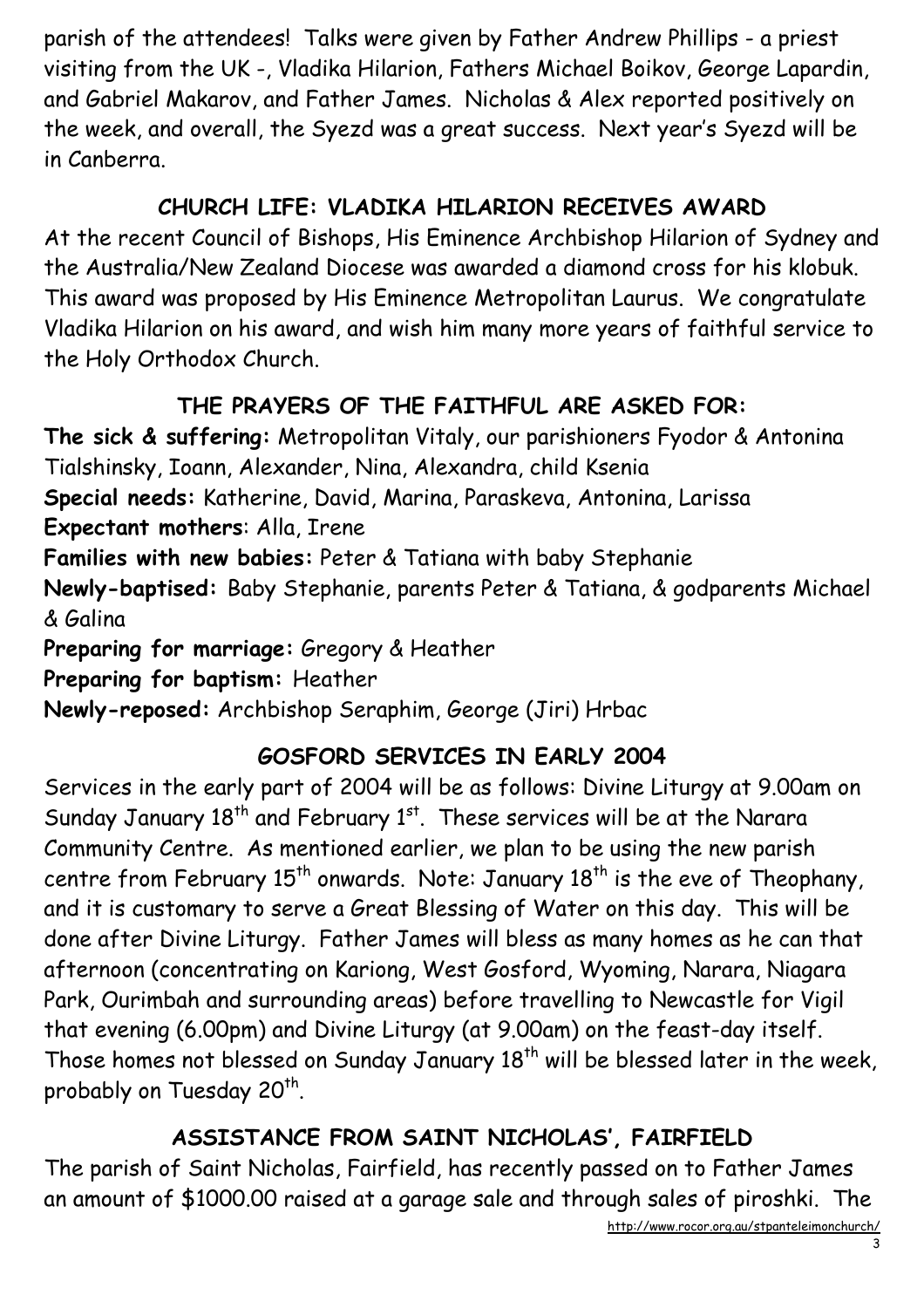parish of the attendees! Talks were given by Father Andrew Phillips - a priest visiting from the UK -, Vladika Hilarion, Fathers Michael Boikov, George Lapardin, and Gabriel Makarov, and Father James. Nicholas & Alex reported positively on the week, and overall, the Syezd was a great success. Next year's Syezd will be in Canberra.

## CHURCH LIFE: VLADIKA HILARION RECEIVES AWARD

At the recent Council of Bishops, His Eminence Archbishop Hilarion of Sydney and the Australia/New Zealand Diocese was awarded a diamond cross for his klobuk. This award was proposed by His Eminence Metropolitan Laurus. We congratulate Vladika Hilarion on his award, and wish him many more years of faithful service to the Holy Orthodox Church.

## THE PRAYERS OF THE FAITHFUL ARE ASKED FOR:

**The sick & suffering:** Metropolitan Vitaly, our parishioners Fyodor & Antonina Tialshinsky, Ioann, Alexander, Nina, Alexandra, child Ksenia
**Special needs:** Katherine, David, Marina, Paraskeva, Antonina, Larissa
**Expectant mothers**: Alla, Irene
**Families with new babies:** Peter & Tatiana with baby Stephanie
**Newly-baptised:** Baby Stephanie, parents Peter & Tatiana, & godparents Michael & Galina
**Preparing for marriage:** Gregory & Heather
**Preparing for baptism:** Heather
**Newly-reposed:** Archbishop Seraphim, George (Jiri) Hrbac

## GOSFORD SERVICES IN EARLY 2004

Services in the early part of 2004 will be as follows: Divine Liturgy at 9.00am on Sunday January 18th and February 1st. These services will be at the Narara Community Centre. As mentioned earlier, we plan to be using the new parish centre from February 15th onwards. Note: January 18th is the eve of Theophany, and it is customary to serve a Great Blessing of Water on this day. This will be done after Divine Liturgy. Father James will bless as many homes as he can that afternoon (concentrating on Kariong, West Gosford, Wyoming, Narara, Niagara Park, Ourimbah and surrounding areas) before travelling to Newcastle for Vigil that evening (6.00pm) and Divine Liturgy (at 9.00am) on the feast-day itself. Those homes not blessed on Sunday January 18th will be blessed later in the week, probably on Tuesday 20th.

## ASSISTANCE FROM SAINT NICHOLAS', FAIRFIELD

The parish of Saint Nicholas, Fairfield, has recently passed on to Father James an amount of $1000.00 raised at a garage sale and through sales of piroshki. The

http://www.rocor.org.au/stpanteleimonchurch/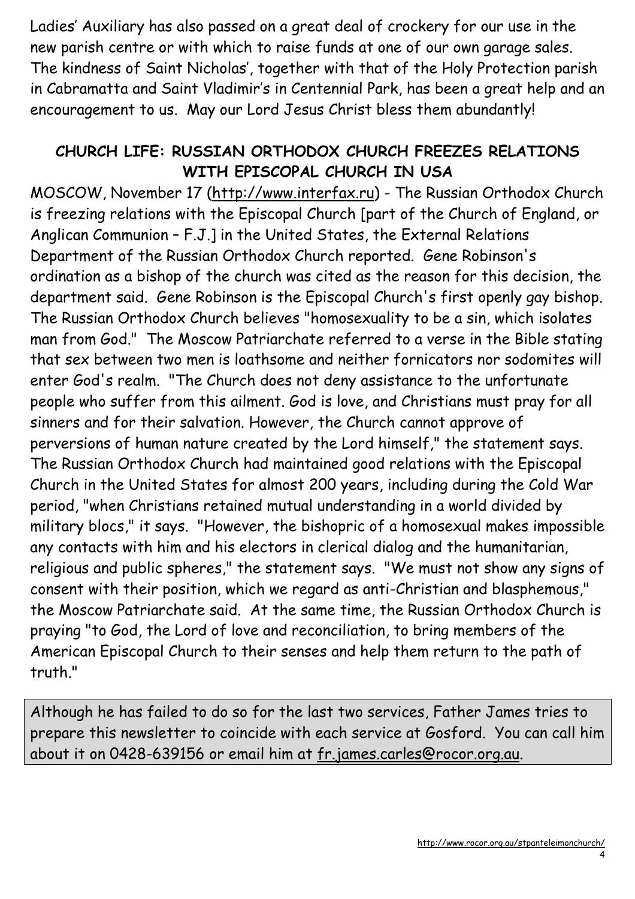Ladies' Auxiliary has also passed on a great deal of crockery for our use in the new parish centre or with which to raise funds at one of our own garage sales. The kindness of Saint Nicholas', together with that of the Holy Protection parish in Cabramatta and Saint Vladimir's in Centennial Park, has been a great help and an encouragement to us. May our Lord Jesus Christ bless them abundantly!

## CHURCH LIFE: RUSSIAN ORTHODOX CHURCH FREEZES RELATIONS WITH EPISCOPAL CHURCH IN USA

MOSCOW, November 17 (http://www.interfax.ru) - The Russian Orthodox Church is freezing relations with the Episcopal Church [part of the Church of England, or Anglican Communion – F.J.] in the United States, the External Relations Department of the Russian Orthodox Church reported. Gene Robinson's ordination as a bishop of the church was cited as the reason for this decision, the department said. Gene Robinson is the Episcopal Church's first openly gay bishop. The Russian Orthodox Church believes "homosexuality to be a sin, which isolates man from God." The Moscow Patriarchate referred to a verse in the Bible stating that sex between two men is loathsome and neither fornicators nor sodomites will enter God's realm. "The Church does not deny assistance to the unfortunate people who suffer from this ailment. God is love, and Christians must pray for all sinners and for their salvation. However, the Church cannot approve of perversions of human nature created by the Lord himself," the statement says. The Russian Orthodox Church had maintained good relations with the Episcopal Church in the United States for almost 200 years, including during the Cold War period, "when Christians retained mutual understanding in a world divided by military blocs," it says. "However, the bishopric of a homosexual makes impossible any contacts with him and his electors in clerical dialog and the humanitarian, religious and public spheres," the statement says. "We must not show any signs of consent with their position, which we regard as anti-Christian and blasphemous," the Moscow Patriarchate said. At the same time, the Russian Orthodox Church is praying "to God, the Lord of love and reconciliation, to bring members of the American Episcopal Church to their senses and help them return to the path of truth."

Although he has failed to do so for the last two services, Father James tries to prepare this newsletter to coincide with each service at Gosford. You can call him about it on 0428-639156 or email him at fr.james.carles@rocor.org.au.

http://www.rocor.org.au/stpanteleimonchurch/